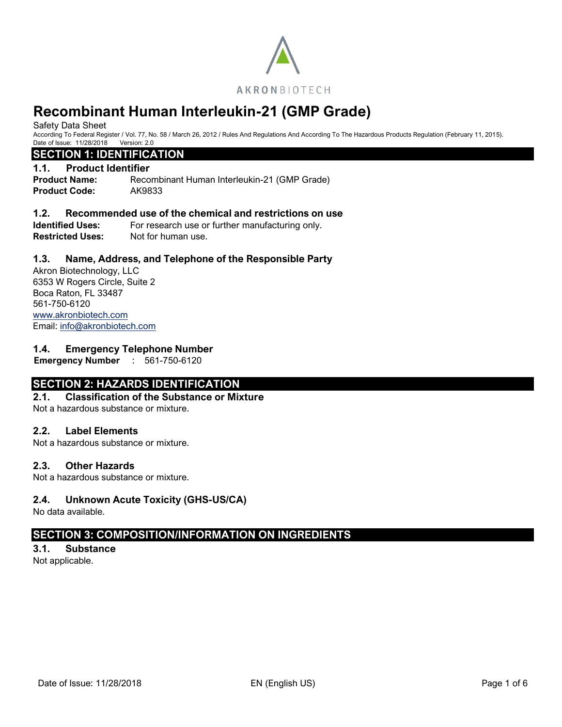AKRONBIOTECH

# Recombinant Human Interleukin-21 (GMP Grade)

Safety Data Sheet

According To Federal Register / Vol. 77, No. 58 / March 26, 2012 / Rules And Regulations And According To The Hazardous Products Regulation (February 11, 2015).

Date of Issue: 11/28/2018 Version: 2.0

## SECTION 1: IDENTIFICATION

### 1.1. Product Identifier

**Product Name:** Recombinant Human Interleukin-21 (GMP Grade)

**Product Code:** AK9833

### 1.2. Recommended use of the chemical and restrictions on use

**Identified Uses:** For research use or further manufacturing only.

**Restricted Uses:** Not for human use.

### 1.3. Name, Address, and Telephone of the Responsible Party

Akron Biotechnology, LLC
6353 W Rogers Circle, Suite 2
Boca Raton, FL 33487
561-750-6120
www.akronbiotech.com
Email: info@akronbiotech.com

### 1.4. Emergency Telephone Number

**Emergency Number** : 561-750-6120

## SECTION 2: HAZARDS IDENTIFICATION

### 2.1. Classification of the Substance or Mixture

Not a hazardous substance or mixture.

### 2.2. Label Elements

Not a hazardous substance or mixture.

### 2.3. Other Hazards

Not a hazardous substance or mixture.

### 2.4. Unknown Acute Toxicity (GHS-US/CA)

No data available.

## SECTION 3: COMPOSITION/INFORMATION ON INGREDIENTS

### 3.1. Substance

Not applicable.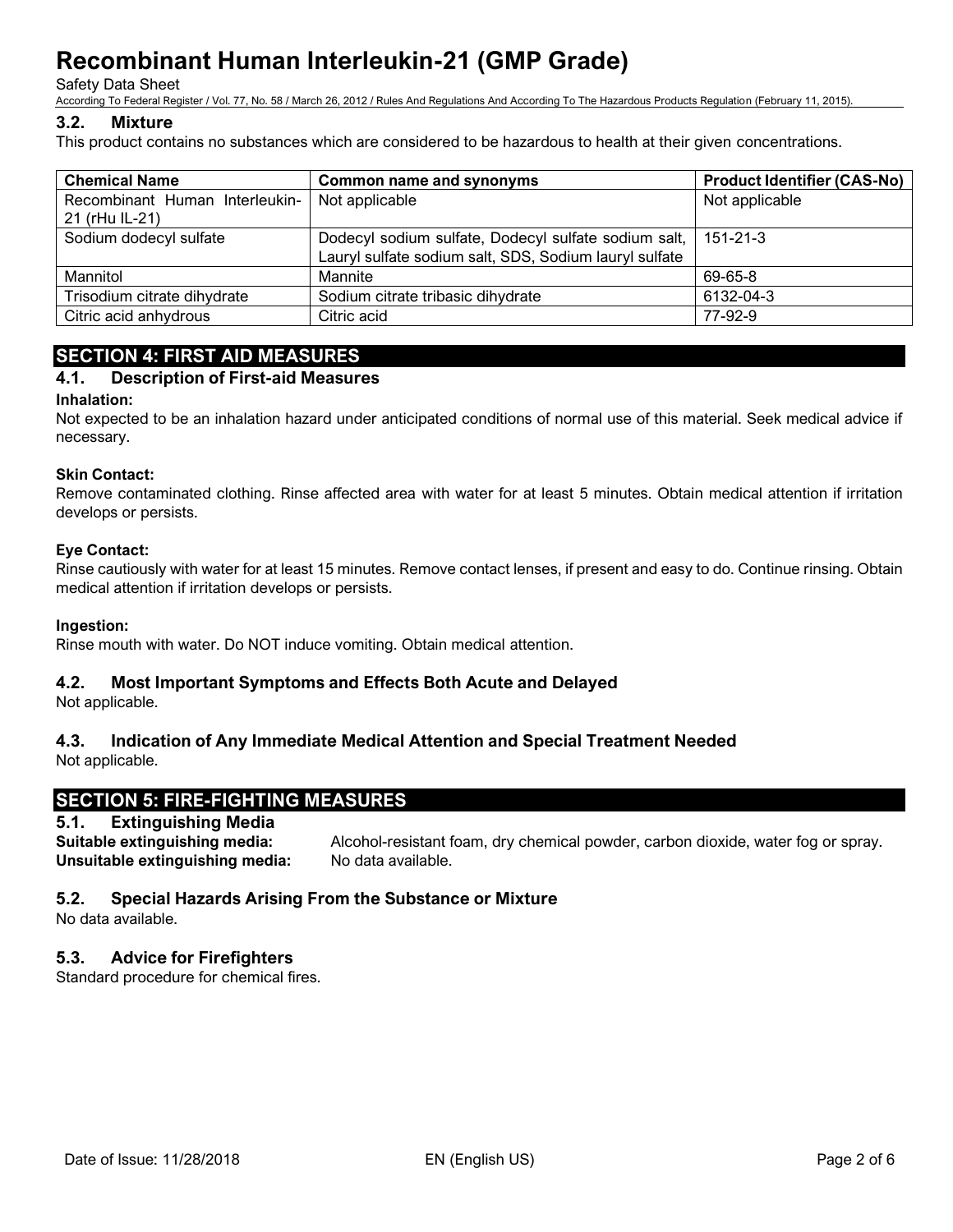### 3.2. Mixture

This product contains no substances which are considered to be hazardous to health at their given concentrations.

| Chemical Name | Common name and synonyms | Product Identifier (CAS-No) |
|---|---|---|
| Recombinant Human Interleukin-21 (rHu IL-21) | Not applicable | Not applicable |
| Sodium dodecyl sulfate | Dodecyl sodium sulfate, Dodecyl sulfate sodium salt, Lauryl sulfate sodium salt, SDS, Sodium lauryl sulfate | 151-21-3 |
| Mannitol | Mannite | 69-65-8 |
| Trisodium citrate dihydrate | Sodium citrate tribasic dihydrate | 6132-04-3 |
| Citric acid anhydrous | Citric acid | 77-92-9 |

## SECTION 4: FIRST AID MEASURES

### 4.1. Description of First-aid Measures

**Inhalation:**
Not expected to be an inhalation hazard under anticipated conditions of normal use of this material. Seek medical advice if necessary.

**Skin Contact:**
Remove contaminated clothing. Rinse affected area with water for at least 5 minutes. Obtain medical attention if irritation develops or persists.

**Eye Contact:**
Rinse cautiously with water for at least 15 minutes. Remove contact lenses, if present and easy to do. Continue rinsing. Obtain medical attention if irritation develops or persists.

**Ingestion:**
Rinse mouth with water. Do NOT induce vomiting. Obtain medical attention.

### 4.2. Most Important Symptoms and Effects Both Acute and Delayed

Not applicable.

### 4.3. Indication of Any Immediate Medical Attention and Special Treatment Needed

Not applicable.

## SECTION 5: FIRE-FIGHTING MEASURES

### 5.1. Extinguishing Media

**Suitable extinguishing media:** Alcohol-resistant foam, dry chemical powder, carbon dioxide, water fog or spray.
**Unsuitable extinguishing media:** No data available.

### 5.2. Special Hazards Arising From the Substance or Mixture

No data available.

### 5.3. Advice for Firefighters

Standard procedure for chemical fires.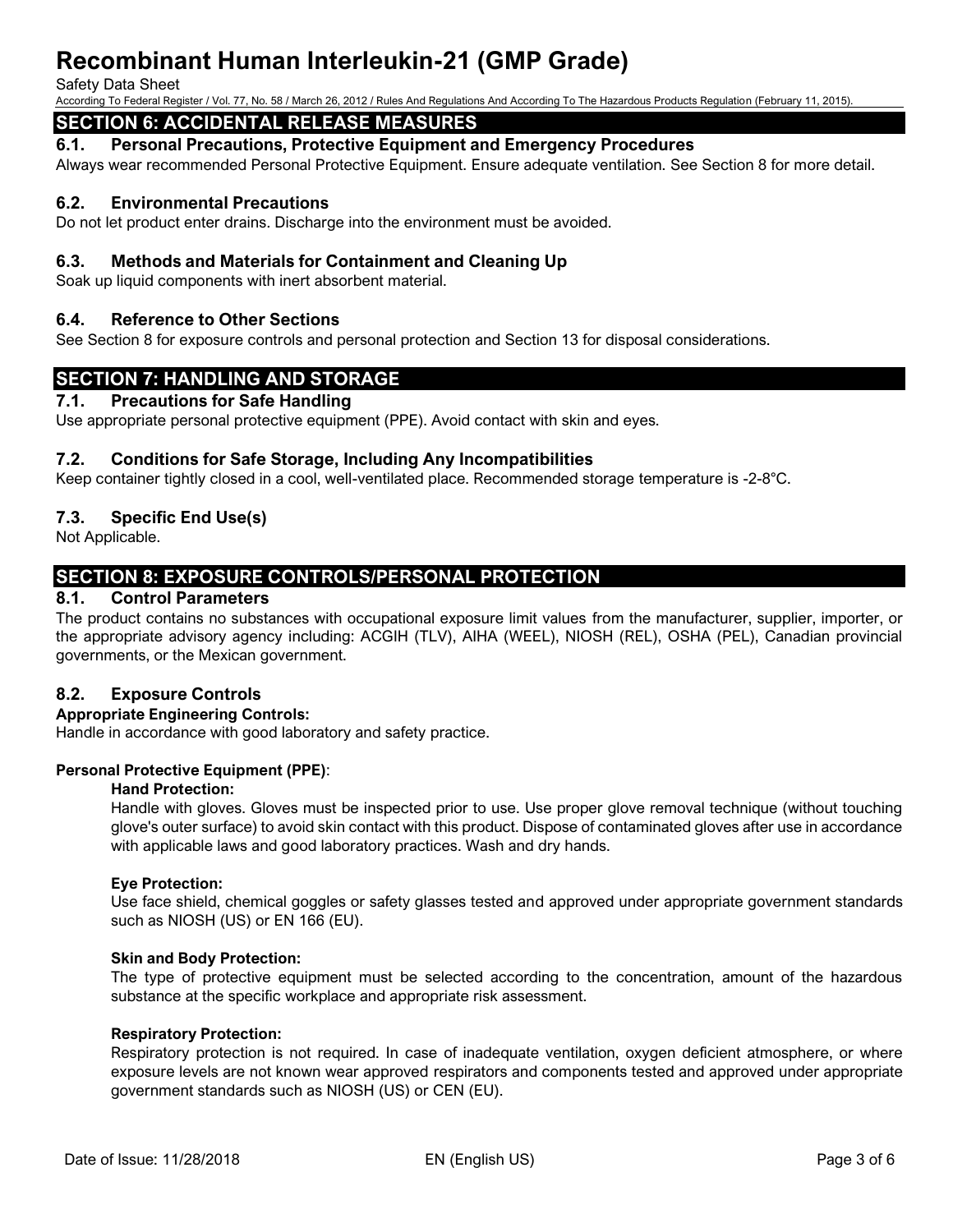## SECTION 6: ACCIDENTAL RELEASE MEASURES

### 6.1. Personal Precautions, Protective Equipment and Emergency Procedures

Always wear recommended Personal Protective Equipment. Ensure adequate ventilation. See Section 8 for more detail.

### 6.2. Environmental Precautions

Do not let product enter drains. Discharge into the environment must be avoided.

### 6.3. Methods and Materials for Containment and Cleaning Up

Soak up liquid components with inert absorbent material.

### 6.4. Reference to Other Sections

See Section 8 for exposure controls and personal protection and Section 13 for disposal considerations.

## SECTION 7: HANDLING AND STORAGE

### 7.1. Precautions for Safe Handling

Use appropriate personal protective equipment (PPE). Avoid contact with skin and eyes.

### 7.2. Conditions for Safe Storage, Including Any Incompatibilities

Keep container tightly closed in a cool, well-ventilated place. Recommended storage temperature is -2-8°C.

### 7.3. Specific End Use(s)

Not Applicable.

## SECTION 8: EXPOSURE CONTROLS/PERSONAL PROTECTION

### 8.1. Control Parameters

The product contains no substances with occupational exposure limit values from the manufacturer, supplier, importer, or the appropriate advisory agency including: ACGIH (TLV), AIHA (WEEL), NIOSH (REL), OSHA (PEL), Canadian provincial governments, or the Mexican government.

### 8.2. Exposure Controls

**Appropriate Engineering Controls:**

Handle in accordance with good laboratory and safety practice.

**Personal Protective Equipment (PPE)**:

**Hand Protection:**

Handle with gloves. Gloves must be inspected prior to use. Use proper glove removal technique (without touching glove's outer surface) to avoid skin contact with this product. Dispose of contaminated gloves after use in accordance with applicable laws and good laboratory practices. Wash and dry hands.

**Eye Protection:**

Use face shield, chemical goggles or safety glasses tested and approved under appropriate government standards such as NIOSH (US) or EN 166 (EU).

**Skin and Body Protection:**

The type of protective equipment must be selected according to the concentration, amount of the hazardous substance at the specific workplace and appropriate risk assessment.

**Respiratory Protection:**

Respiratory protection is not required. In case of inadequate ventilation, oxygen deficient atmosphere, or where exposure levels are not known wear approved respirators and components tested and approved under appropriate government standards such as NIOSH (US) or CEN (EU).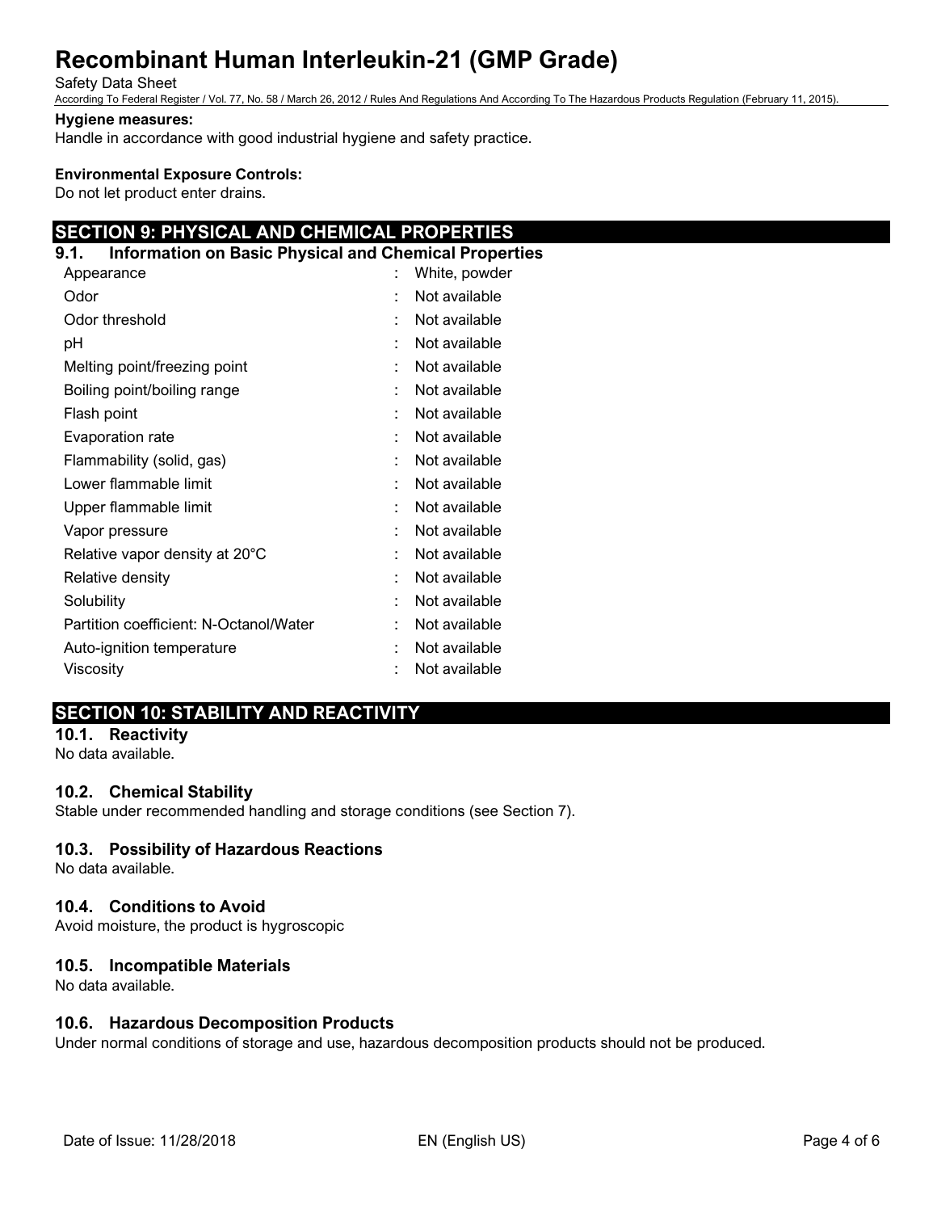**Hygiene measures:**

Handle in accordance with good industrial hygiene and safety practice.

**Environmental Exposure Controls:**

Do not let product enter drains.

## SECTION 9: PHYSICAL AND CHEMICAL PROPERTIES

### 9.1. Information on Basic Physical and Chemical Properties

| | | |
|---|---|---|
| Appearance | : | White, powder |
| Odor | : | Not available |
| Odor threshold | : | Not available |
| pH | : | Not available |
| Melting point/freezing point | : | Not available |
| Boiling point/boiling range | : | Not available |
| Flash point | : | Not available |
| Evaporation rate | : | Not available |
| Flammability (solid, gas) | : | Not available |
| Lower flammable limit | : | Not available |
| Upper flammable limit | : | Not available |
| Vapor pressure | : | Not available |
| Relative vapor density at 20°C | : | Not available |
| Relative density | : | Not available |
| Solubility | : | Not available |
| Partition coefficient: N-Octanol/Water | : | Not available |
| Auto-ignition temperature | : | Not available |
| Viscosity | : | Not available |

## SECTION 10: STABILITY AND REACTIVITY

### 10.1. Reactivity

No data available.

### 10.2. Chemical Stability

Stable under recommended handling and storage conditions (see Section 7).

### 10.3. Possibility of Hazardous Reactions

No data available.

### 10.4. Conditions to Avoid

Avoid moisture, the product is hygroscopic

### 10.5. Incompatible Materials

No data available.

### 10.6. Hazardous Decomposition Products

Under normal conditions of storage and use, hazardous decomposition products should not be produced.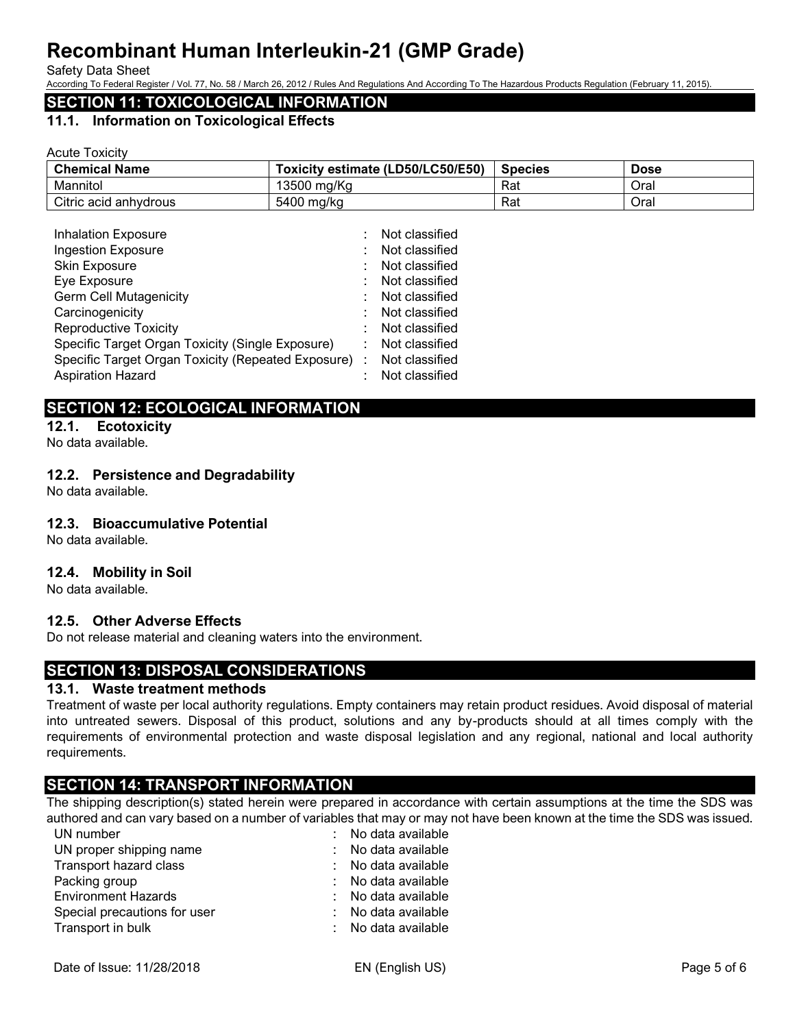## SECTION 11: TOXICOLOGICAL INFORMATION

### 11.1. Information on Toxicological Effects

Acute Toxicity

| Chemical Name | Toxicity estimate (LD50/LC50/E50) | Species | Dose |
|---|---|---|---|
| Mannitol | 13500 mg/Kg | Rat | Oral |
| Citric acid anhydrous | 5400 mg/kg | Rat | Oral |

Inhalation Exposure : Not classified
Ingestion Exposure : Not classified
Skin Exposure : Not classified
Eye Exposure : Not classified
Germ Cell Mutagenicity : Not classified
Carcinogenicity : Not classified
Reproductive Toxicity : Not classified
Specific Target Organ Toxicity (Single Exposure) : Not classified
Specific Target Organ Toxicity (Repeated Exposure) : Not classified
Aspiration Hazard : Not classified

## SECTION 12: ECOLOGICAL INFORMATION

### 12.1. Ecotoxicity

No data available.

### 12.2. Persistence and Degradability

No data available.

### 12.3. Bioaccumulative Potential

No data available.

### 12.4. Mobility in Soil

No data available.

### 12.5. Other Adverse Effects

Do not release material and cleaning waters into the environment.

## SECTION 13: DISPOSAL CONSIDERATIONS

### 13.1. Waste treatment methods

Treatment of waste per local authority regulations. Empty containers may retain product residues. Avoid disposal of material into untreated sewers. Disposal of this product, solutions and any by-products should at all times comply with the requirements of environmental protection and waste disposal legislation and any regional, national and local authority requirements.

## SECTION 14: TRANSPORT INFORMATION

The shipping description(s) stated herein were prepared in accordance with certain assumptions at the time the SDS was authored and can vary based on a number of variables that may or may not have been known at the time the SDS was issued.

UN number : No data available
UN proper shipping name : No data available
Transport hazard class : No data available
Packing group : No data available
Environment Hazards : No data available
Special precautions for user : No data available
Transport in bulk : No data available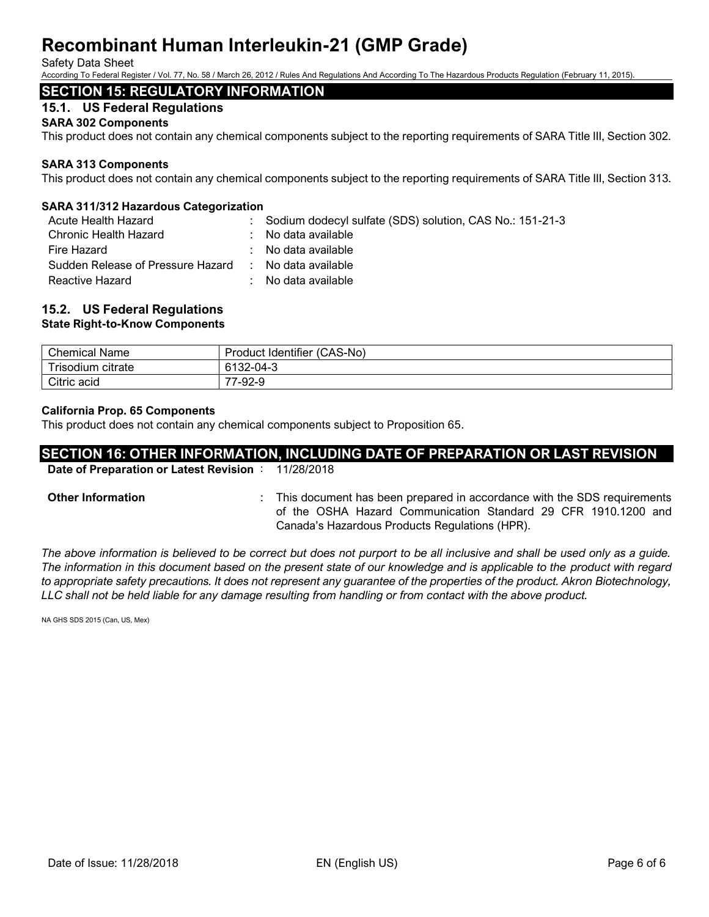## SECTION 15: REGULATORY INFORMATION

### 15.1. US Federal Regulations

**SARA 302 Components**

This product does not contain any chemical components subject to the reporting requirements of SARA Title III, Section 302.

**SARA 313 Components**

This product does not contain any chemical components subject to the reporting requirements of SARA Title III, Section 313.

**SARA 311/312 Hazardous Categorization**

| | |
|---|---|
| Acute Health Hazard | : Sodium dodecyl sulfate (SDS) solution, CAS No.: 151-21-3 |
| Chronic Health Hazard | : No data available |
| Fire Hazard | : No data available |
| Sudden Release of Pressure Hazard | : No data available |
| Reactive Hazard | : No data available |

### 15.2. US Federal Regulations

**State Right-to-Know Components**

| Chemical Name | Product Identifier (CAS-No) |
|---|---|
| Trisodium citrate | 6132-04-3 |
| Citric acid | 77-92-9 |

**California Prop. 65 Components**

This product does not contain any chemical components subject to Proposition 65.

## SECTION 16: OTHER INFORMATION, INCLUDING DATE OF PREPARATION OR LAST REVISION

**Date of Preparation or Latest Revision** : 11/28/2018

**Other Information** : This document has been prepared in accordance with the SDS requirements of the OSHA Hazard Communication Standard 29 CFR 1910.1200 and Canada's Hazardous Products Regulations (HPR).

*The above information is believed to be correct but does not purport to be all inclusive and shall be used only as a guide. The information in this document based on the present state of our knowledge and is applicable to the product with regard to appropriate safety precautions. It does not represent any guarantee of the properties of the product. Akron Biotechnology, LLC shall not be held liable for any damage resulting from handling or from contact with the above product.*

NA GHS SDS 2015 (Can, US, Mex)